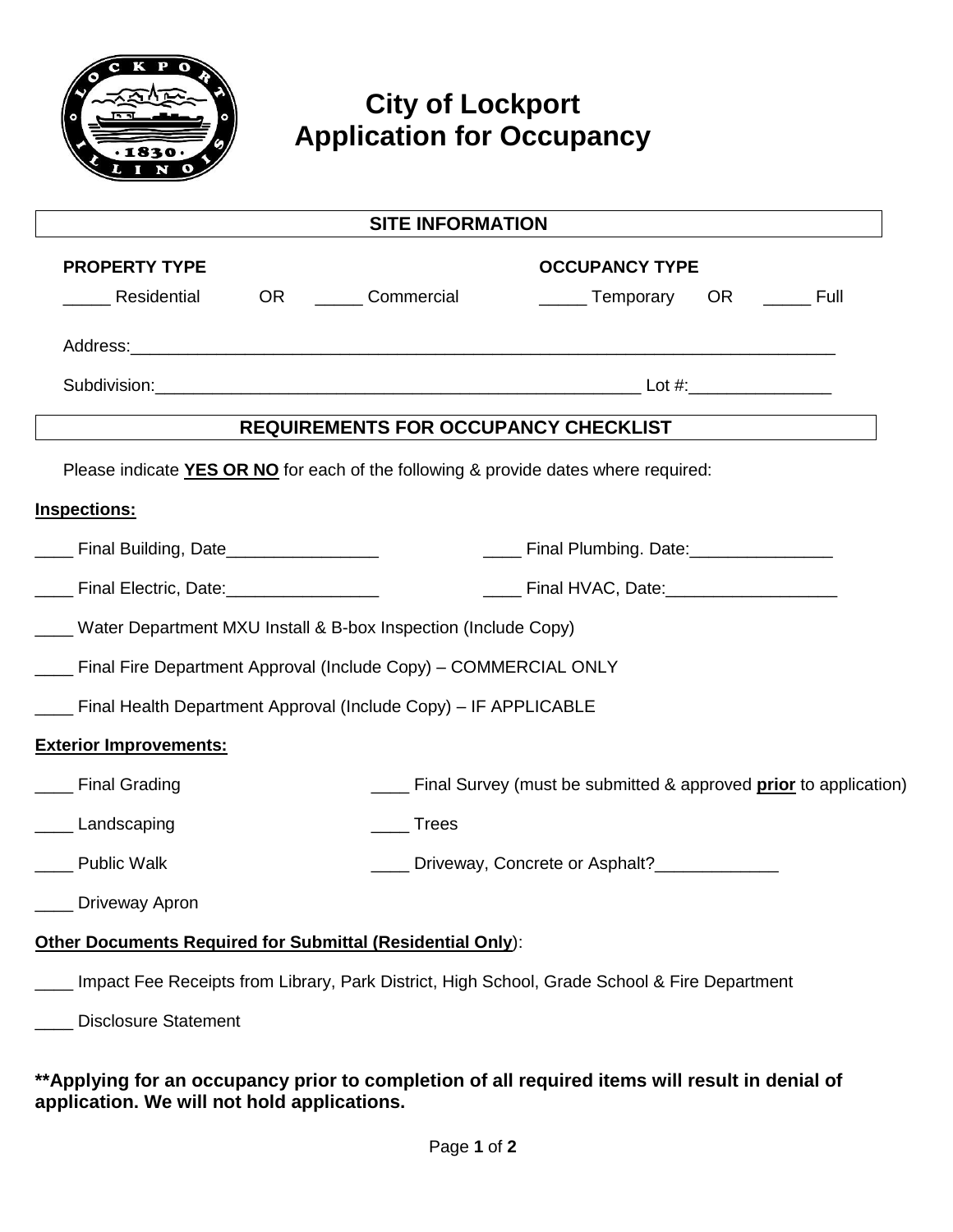# City of Lockport
# Application for Occupancy

## SITE INFORMATION

**PROPERTY TYPE**

_____ Residential OR _____ Commercial

**OCCUPANCY TYPE**

_____ Temporary OR _____ Full

Address:_____________________________________________________________________________

Subdivision:_____________________________________________________ Lot #:_______________

## REQUIREMENTS FOR OCCUPANCY CHECKLIST

Please indicate **YES OR NO** for each of the following & provide dates where required:

**Inspections:**

____ Final Building, Date________________

____ Final Plumbing. Date:_______________

____ Final Electric, Date:________________

____ Final HVAC, Date:__________________

____ Water Department MXU Install & B-box Inspection (Include Copy)

____ Final Fire Department Approval (Include Copy) – COMMERCIAL ONLY

____ Final Health Department Approval (Include Copy) – IF APPLICABLE

**Exterior Improvements:**

____ Final Grading

____ Final Survey (must be submitted & approved **prior** to application)

____ Landscaping

____ Trees

____ Public Walk

____ Driveway, Concrete or Asphalt?_____________

____ Driveway Apron

**Other Documents Required for Submittal (Residential Only)**:

____ Impact Fee Receipts from Library, Park District, High School, Grade School & Fire Department

____ Disclosure Statement

**\*\*Applying for an occupancy prior to completion of all required items will result in denial of application. We will not hold applications.**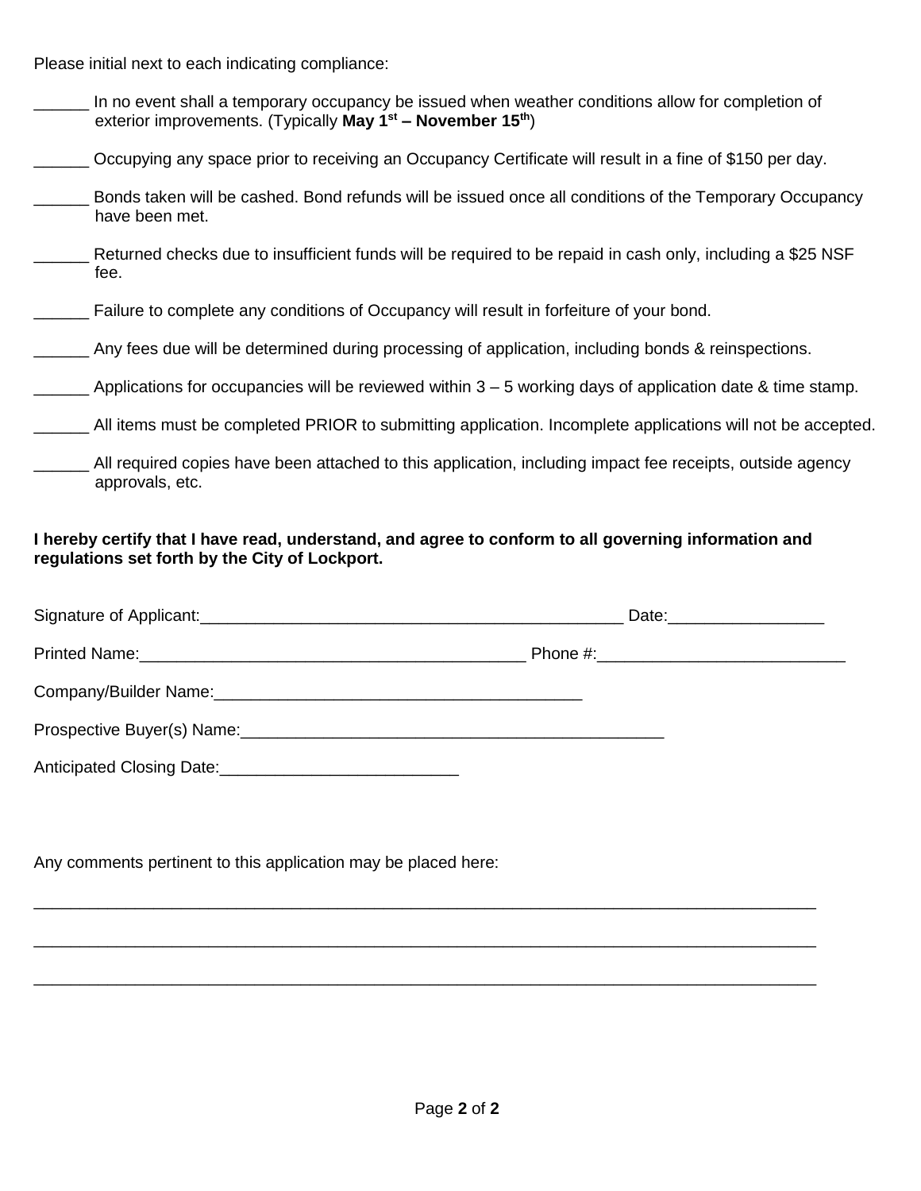Please initial next to each indicating compliance:

______ In no event shall a temporary occupancy be issued when weather conditions allow for completion of exterior improvements. (Typically **May 1st – November 15th**)

______ Occupying any space prior to receiving an Occupancy Certificate will result in a fine of $150 per day.

______ Bonds taken will be cashed. Bond refunds will be issued once all conditions of the Temporary Occupancy have been met.

______ Returned checks due to insufficient funds will be required to be repaid in cash only, including a $25 NSF fee.

______ Failure to complete any conditions of Occupancy will result in forfeiture of your bond.

______ Any fees due will be determined during processing of application, including bonds & reinspections.

______ Applications for occupancies will be reviewed within 3 – 5 working days of application date & time stamp.

______ All items must be completed PRIOR to submitting application. Incomplete applications will not be accepted.

______ All required copies have been attached to this application, including impact fee receipts, outside agency approvals, etc.

**I hereby certify that I have read, understand, and agree to conform to all governing information and regulations set forth by the City of Lockport.**

Signature of Applicant:_______________________________________________ Date:________________

Printed Name:___________________________________________ Phone #:___________________________

Company/Builder Name:_________________________________________

Prospective Buyer(s) Name:_______________________________________________

Anticipated Closing Date:__________________________

Any comments pertinent to this application may be placed here:

_________________________________________________________________________________

_________________________________________________________________________________

_________________________________________________________________________________